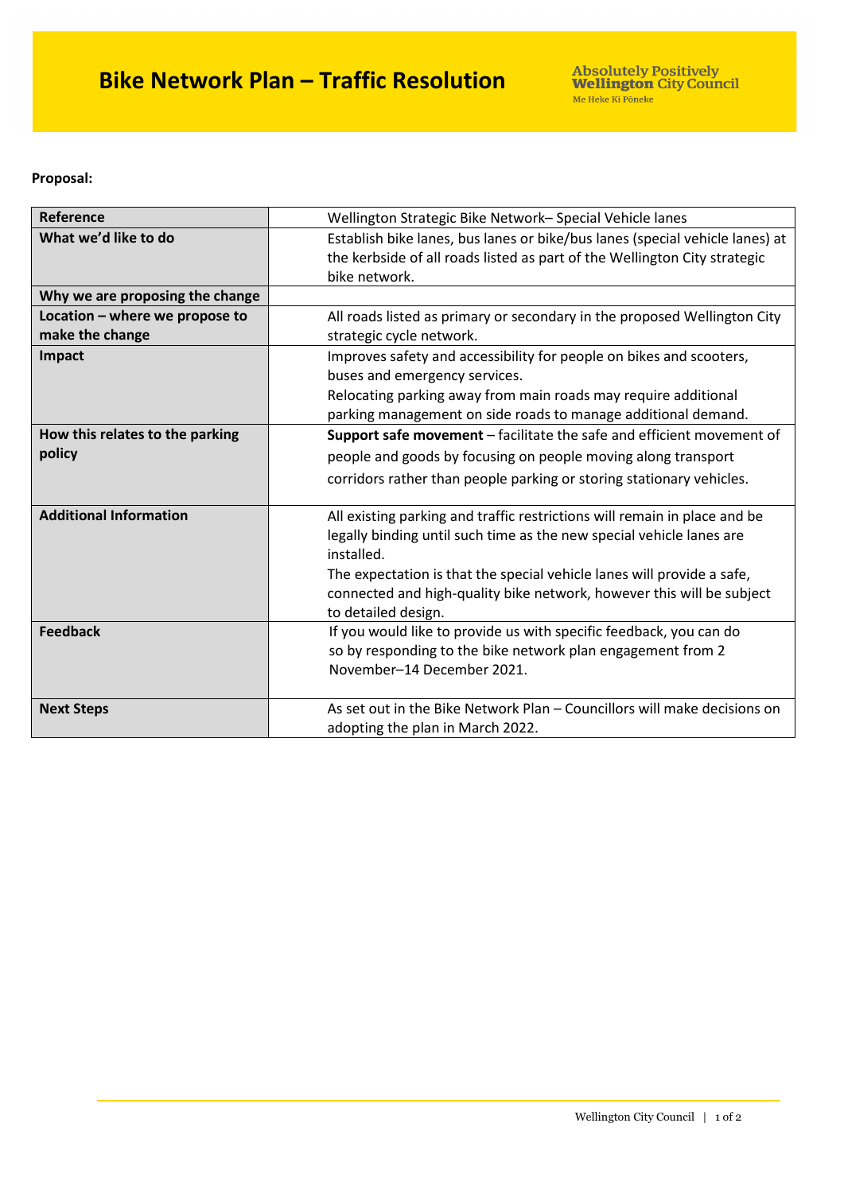# Bike Network Plan – Traffic Resolution

Absolutely Positively **Wellington** City Council
Me Heke Ki Pōneke

**Proposal:**

| Reference | Wellington Strategic Bike Network– Special Vehicle lanes |
|---|---|
| **What we'd like to do** | Establish bike lanes, bus lanes or bike/bus lanes (special vehicle lanes) at the kerbside of all roads listed as part of the Wellington City strategic bike network. |
| **Why we are proposing the change** | |
| **Location – where we propose to make the change** | All roads listed as primary or secondary in the proposed Wellington City strategic cycle network. |
| **Impact** | Improves safety and accessibility for people on bikes and scooters, buses and emergency services.<br>Relocating parking away from main roads may require additional parking management on side roads to manage additional demand. |
| **How this relates to the parking policy** | **Support safe movement** – facilitate the safe and efficient movement of people and goods by focusing on people moving along transport corridors rather than people parking or storing stationary vehicles. |
| **Additional Information** | All existing parking and traffic restrictions will remain in place and be legally binding until such time as the new special vehicle lanes are installed.<br>The expectation is that the special vehicle lanes will provide a safe, connected and high-quality bike network, however this will be subject to detailed design. |
| **Feedback** | If you would like to provide us with specific feedback, you can do so by responding to the bike network plan engagement from 2 November–14 December 2021. |
| **Next Steps** | As set out in the Bike Network Plan – Councillors will make decisions on adopting the plan in March 2022. |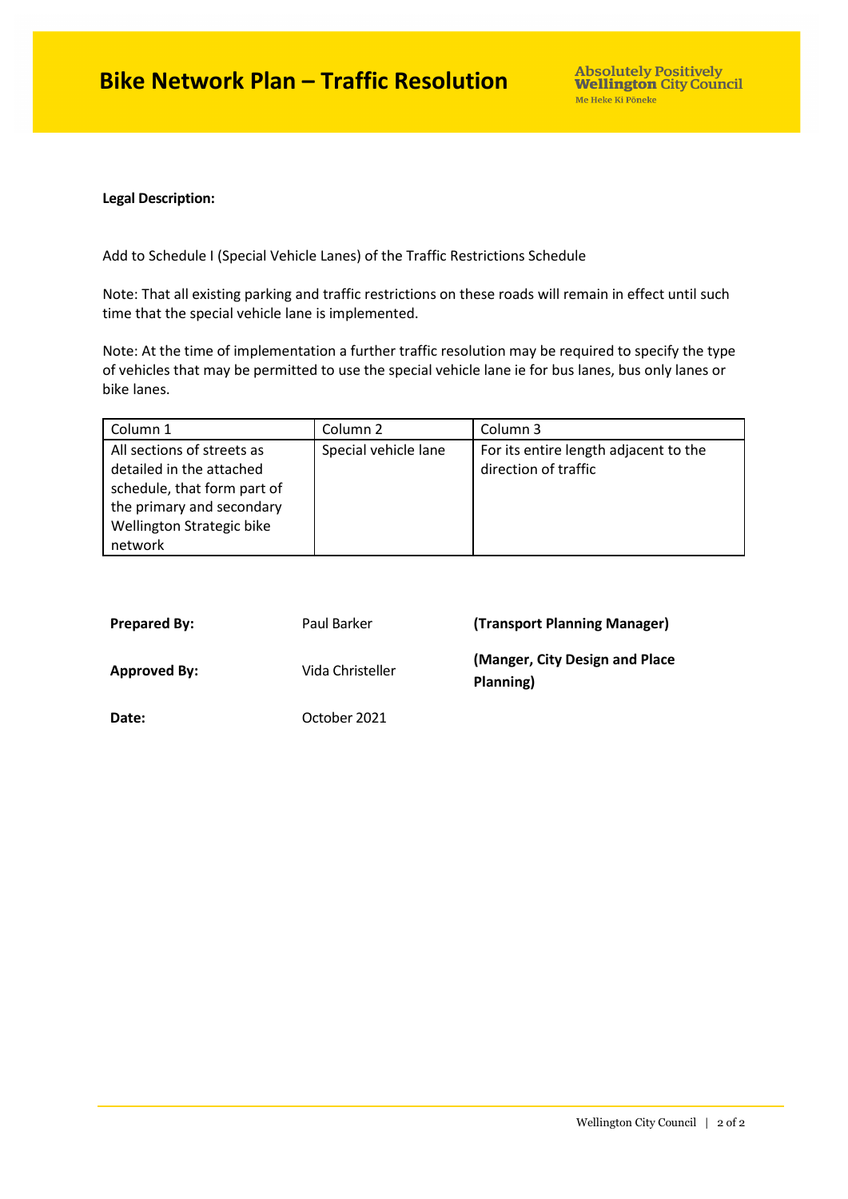# Bike Network Plan – Traffic Resolution

**Legal Description:**

Add to Schedule I (Special Vehicle Lanes) of the Traffic Restrictions Schedule

Note: That all existing parking and traffic restrictions on these roads will remain in effect until such time that the special vehicle lane is implemented.

Note: At the time of implementation a further traffic resolution may be required to specify the type of vehicles that may be permitted to use the special vehicle lane ie for bus lanes, bus only lanes or bike lanes.

| Column 1 | Column 2 | Column 3 |
|---|---|---|
| All sections of streets as detailed in the attached schedule, that form part of the primary and secondary Wellington Strategic bike network | Special vehicle lane | For its entire length adjacent to the direction of traffic |

| | | |
|---|---|---|
| **Prepared By:** | Paul Barker | **(Transport Planning Manager)** |
| **Approved By:** | Vida Christeller | **(Manger, City Design and Place Planning)** |
| **Date:** | October 2021 | |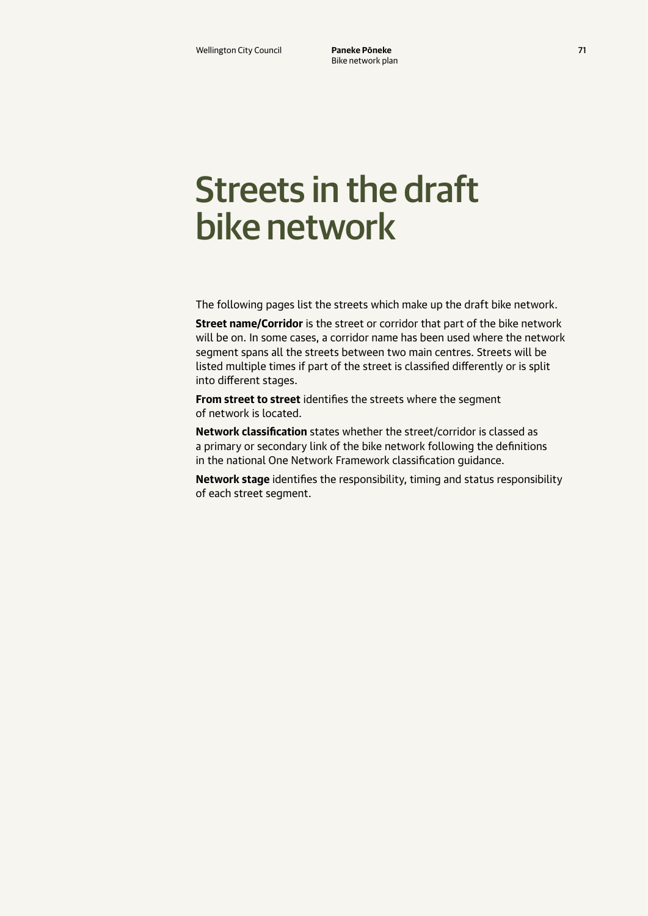# Streets in the draft bike network

The following pages list the streets which make up the draft bike network.

**Street name/Corridor** is the street or corridor that part of the bike network will be on. In some cases, a corridor name has been used where the network segment spans all the streets between two main centres. Streets will be listed multiple times if part of the street is classified differently or is split into different stages.

**From street to street** identifies the streets where the segment of network is located.

**Network classification** states whether the street/corridor is classed as a primary or secondary link of the bike network following the definitions in the national One Network Framework classification guidance.

**Network stage** identifies the responsibility, timing and status responsibility of each street segment.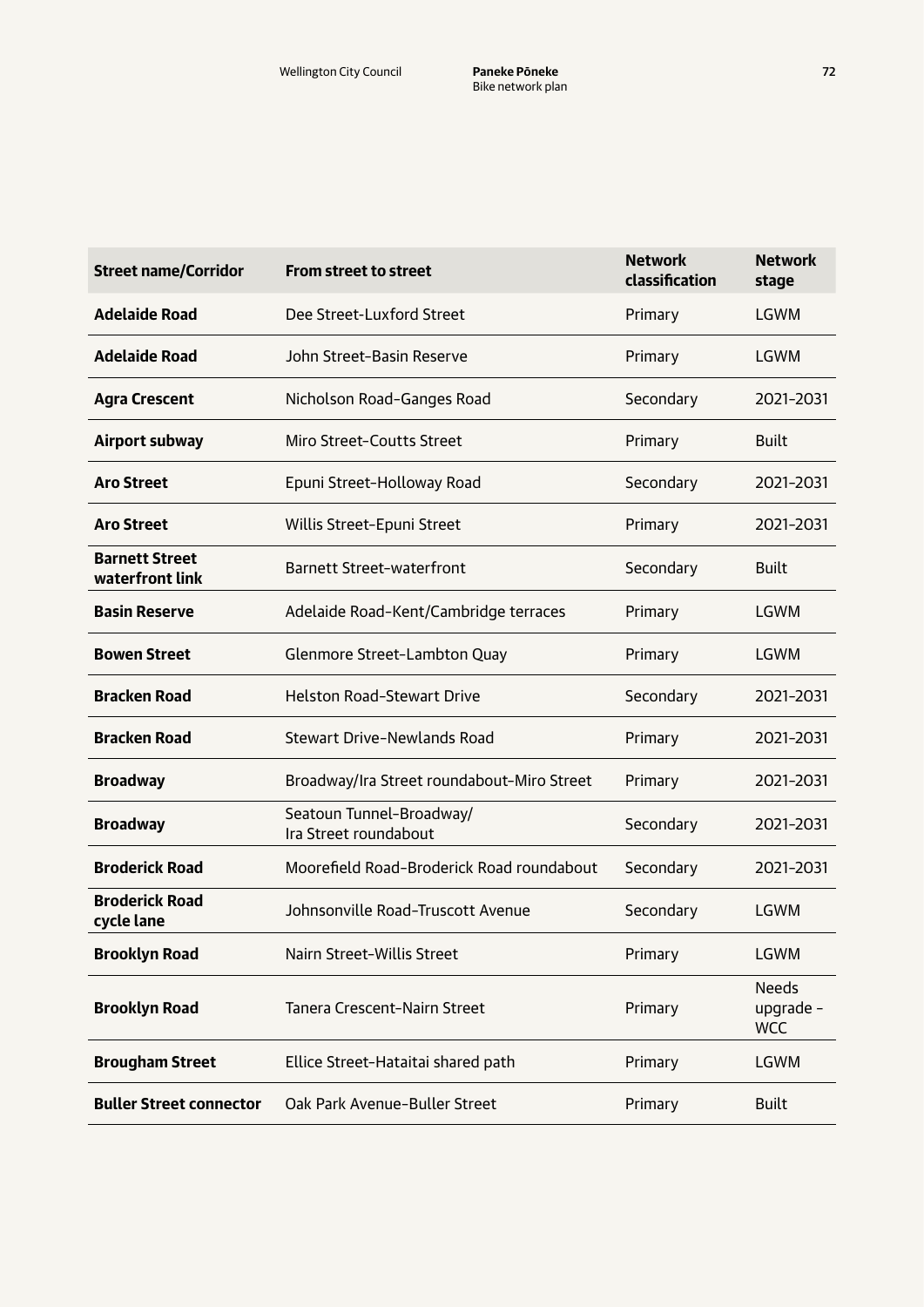| Street name/Corridor | From street to street | Network classification | Network stage |
|---|---|---|---|
| **Adelaide Road** | Dee Street–Luxford Street | Primary | LGWM |
| **Adelaide Road** | John Street–Basin Reserve | Primary | LGWM |
| **Agra Crescent** | Nicholson Road–Ganges Road | Secondary | 2021–2031 |
| **Airport subway** | Miro Street–Coutts Street | Primary | Built |
| **Aro Street** | Epuni Street–Holloway Road | Secondary | 2021–2031 |
| **Aro Street** | Willis Street–Epuni Street | Primary | 2021–2031 |
| **Barnett Street waterfront link** | Barnett Street–waterfront | Secondary | Built |
| **Basin Reserve** | Adelaide Road–Kent/Cambridge terraces | Primary | LGWM |
| **Bowen Street** | Glenmore Street–Lambton Quay | Primary | LGWM |
| **Bracken Road** | Helston Road–Stewart Drive | Secondary | 2021–2031 |
| **Bracken Road** | Stewart Drive–Newlands Road | Primary | 2021–2031 |
| **Broadway** | Broadway/Ira Street roundabout–Miro Street | Primary | 2021–2031 |
| **Broadway** | Seatoun Tunnel–Broadway/ Ira Street roundabout | Secondary | 2021–2031 |
| **Broderick Road** | Moorefield Road–Broderick Road roundabout | Secondary | 2021–2031 |
| **Broderick Road cycle lane** | Johnsonville Road–Truscott Avenue | Secondary | LGWM |
| **Brooklyn Road** | Nairn Street–Willis Street | Primary | LGWM |
| **Brooklyn Road** | Tanera Crescent–Nairn Street | Primary | Needs upgrade - WCC |
| **Brougham Street** | Ellice Street–Hataitai shared path | Primary | LGWM |
| **Buller Street connector** | Oak Park Avenue–Buller Street | Primary | Built |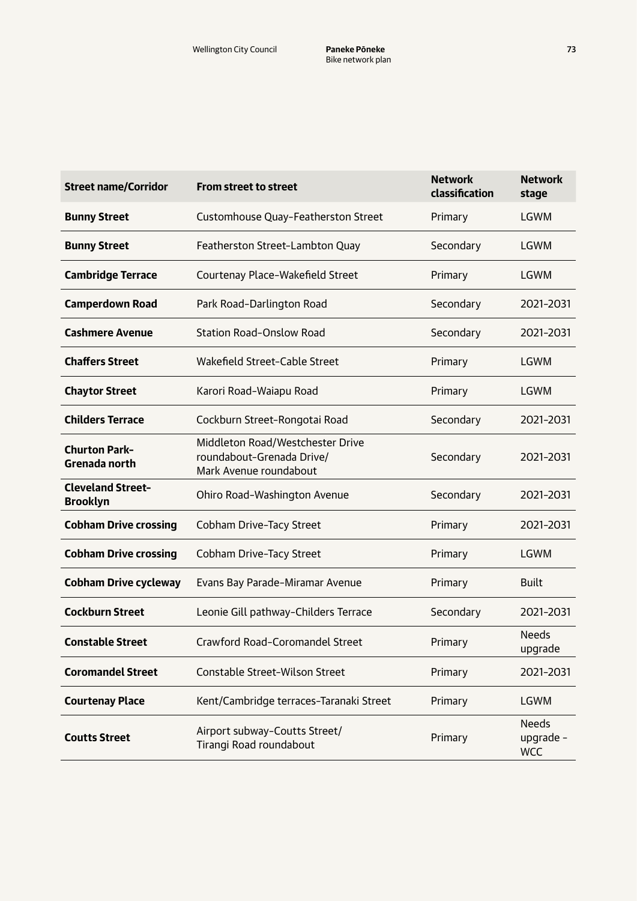| Street name/Corridor | From street to street | Network classification | Network stage |
|---|---|---|---|
| **Bunny Street** | Customhouse Quay–Featherston Street | Primary | LGWM |
| **Bunny Street** | Featherston Street–Lambton Quay | Secondary | LGWM |
| **Cambridge Terrace** | Courtenay Place–Wakefield Street | Primary | LGWM |
| **Camperdown Road** | Park Road–Darlington Road | Secondary | 2021–2031 |
| **Cashmere Avenue** | Station Road–Onslow Road | Secondary | 2021–2031 |
| **Chaffers Street** | Wakefield Street–Cable Street | Primary | LGWM |
| **Chaytor Street** | Karori Road–Waiapu Road | Primary | LGWM |
| **Childers Terrace** | Cockburn Street–Rongotai Road | Secondary | 2021–2031 |
| **Churton Park-Grenada north** | Middleton Road/Westchester Drive roundabout–Grenada Drive/ Mark Avenue roundabout | Secondary | 2021–2031 |
| **Cleveland Street-Brooklyn** | Ohiro Road–Washington Avenue | Secondary | 2021–2031 |
| **Cobham Drive crossing** | Cobham Drive–Tacy Street | Primary | 2021–2031 |
| **Cobham Drive crossing** | Cobham Drive–Tacy Street | Primary | LGWM |
| **Cobham Drive cycleway** | Evans Bay Parade–Miramar Avenue | Primary | Built |
| **Cockburn Street** | Leonie Gill pathway–Childers Terrace | Secondary | 2021–2031 |
| **Constable Street** | Crawford Road–Coromandel Street | Primary | Needs upgrade |
| **Coromandel Street** | Constable Street–Wilson Street | Primary | 2021–2031 |
| **Courtenay Place** | Kent/Cambridge terraces–Taranaki Street | Primary | LGWM |
| **Coutts Street** | Airport subway–Coutts Street/ Tirangi Road roundabout | Primary | Needs upgrade - WCC |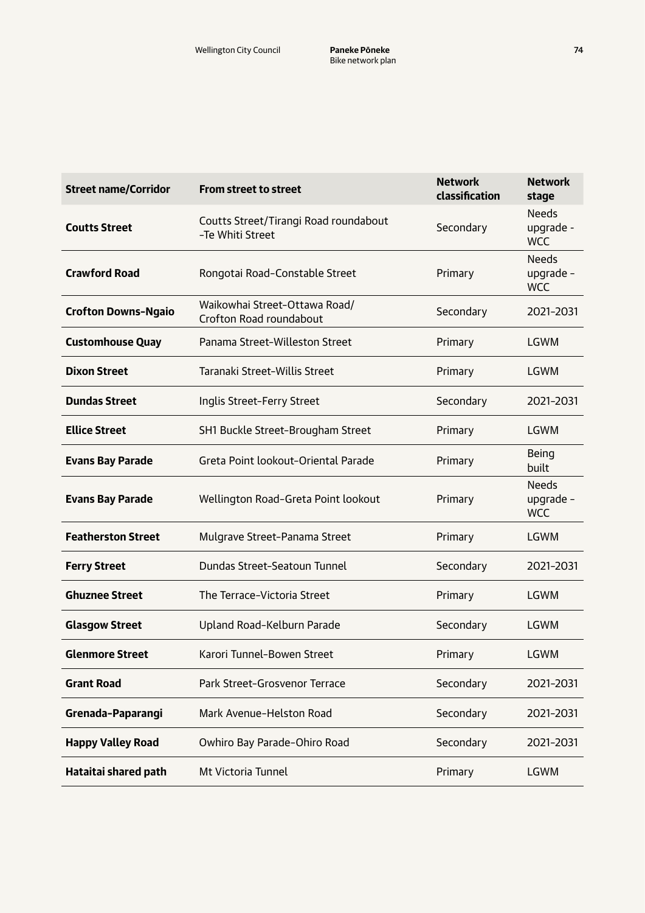| Street name/Corridor | From street to street | Network classification | Network stage |
|---|---|---|---|
| **Coutts Street** | Coutts Street/Tirangi Road roundabout -Te Whiti Street | Secondary | Needs upgrade - WCC |
| **Crawford Road** | Rongotai Road–Constable Street | Primary | Needs upgrade - WCC |
| **Crofton Downs-Ngaio** | Waikowhai Street–Ottawa Road/ Crofton Road roundabout | Secondary | 2021–2031 |
| **Customhouse Quay** | Panama Street–Willeston Street | Primary | LGWM |
| **Dixon Street** | Taranaki Street–Willis Street | Primary | LGWM |
| **Dundas Street** | Inglis Street–Ferry Street | Secondary | 2021–2031 |
| **Ellice Street** | SH1 Buckle Street–Brougham Street | Primary | LGWM |
| **Evans Bay Parade** | Greta Point lookout–Oriental Parade | Primary | Being built |
| **Evans Bay Parade** | Wellington Road–Greta Point lookout | Primary | Needs upgrade - WCC |
| **Featherston Street** | Mulgrave Street–Panama Street | Primary | LGWM |
| **Ferry Street** | Dundas Street–Seatoun Tunnel | Secondary | 2021–2031 |
| **Ghuznee Street** | The Terrace–Victoria Street | Primary | LGWM |
| **Glasgow Street** | Upland Road–Kelburn Parade | Secondary | LGWM |
| **Glenmore Street** | Karori Tunnel–Bowen Street | Primary | LGWM |
| **Grant Road** | Park Street–Grosvenor Terrace | Secondary | 2021–2031 |
| **Grenada-Paparangi** | Mark Avenue–Helston Road | Secondary | 2021–2031 |
| **Happy Valley Road** | Owhiro Bay Parade–Ohiro Road | Secondary | 2021–2031 |
| **Hataitai shared path** | Mt Victoria Tunnel | Primary | LGWM |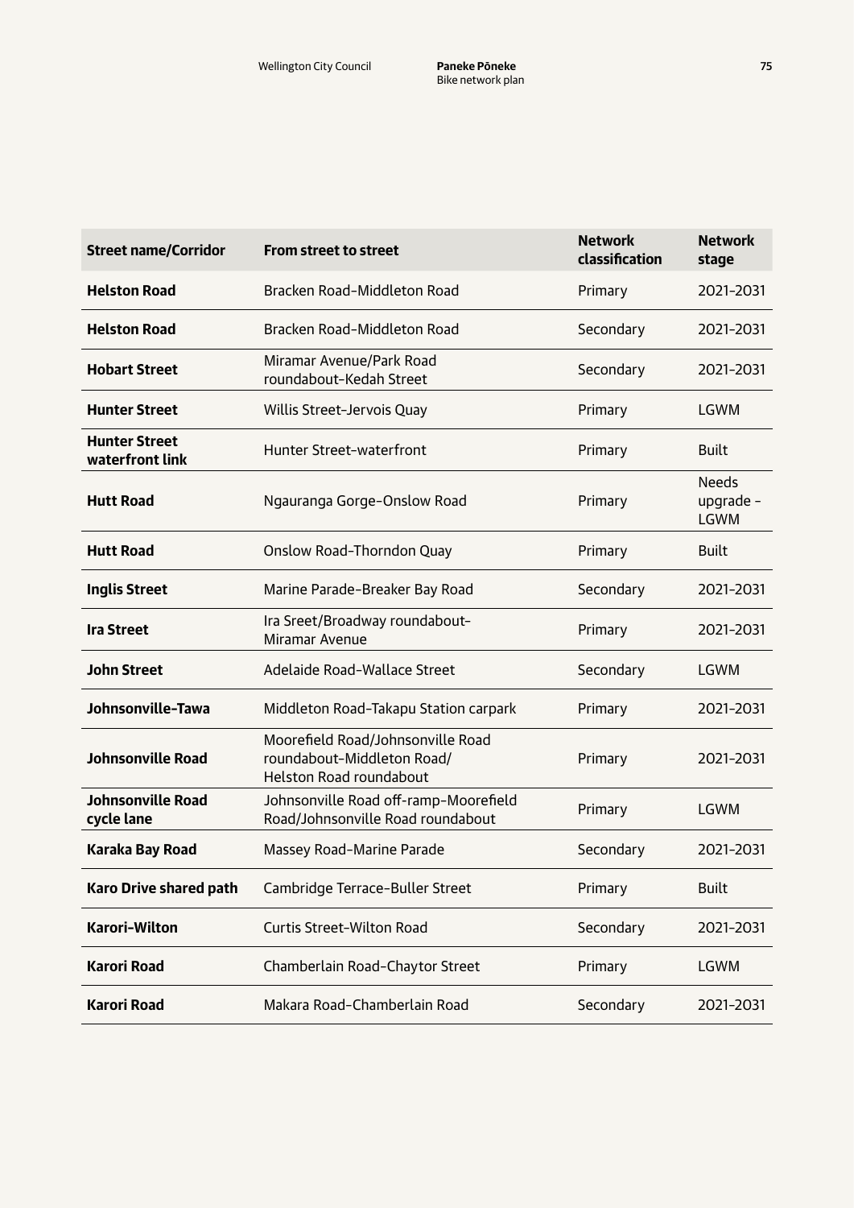| Street name/Corridor | From street to street | Network classification | Network stage |
|---|---|---|---|
| **Helston Road** | Bracken Road–Middleton Road | Primary | 2021–2031 |
| **Helston Road** | Bracken Road–Middleton Road | Secondary | 2021–2031 |
| **Hobart Street** | Miramar Avenue/Park Road roundabout–Kedah Street | Secondary | 2021–2031 |
| **Hunter Street** | Willis Street–Jervois Quay | Primary | LGWM |
| **Hunter Street waterfront link** | Hunter Street–waterfront | Primary | Built |
| **Hutt Road** | Ngauranga Gorge–Onslow Road | Primary | Needs upgrade - LGWM |
| **Hutt Road** | Onslow Road–Thorndon Quay | Primary | Built |
| **Inglis Street** | Marine Parade–Breaker Bay Road | Secondary | 2021–2031 |
| **Ira Street** | Ira Sreet/Broadway roundabout–Miramar Avenue | Primary | 2021–2031 |
| **John Street** | Adelaide Road–Wallace Street | Secondary | LGWM |
| **Johnsonville–Tawa** | Middleton Road–Takapu Station carpark | Primary | 2021–2031 |
| **Johnsonville Road** | Moorefield Road/Johnsonville Road roundabout–Middleton Road/Helston Road roundabout | Primary | 2021–2031 |
| **Johnsonville Road cycle lane** | Johnsonville Road off-ramp–Moorefield Road/Johnsonville Road roundabout | Primary | LGWM |
| **Karaka Bay Road** | Massey Road–Marine Parade | Secondary | 2021–2031 |
| **Karo Drive shared path** | Cambridge Terrace–Buller Street | Primary | Built |
| **Karori–Wilton** | Curtis Street–Wilton Road | Secondary | 2021–2031 |
| **Karori Road** | Chamberlain Road–Chaytor Street | Primary | LGWM |
| **Karori Road** | Makara Road–Chamberlain Road | Secondary | 2021–2031 |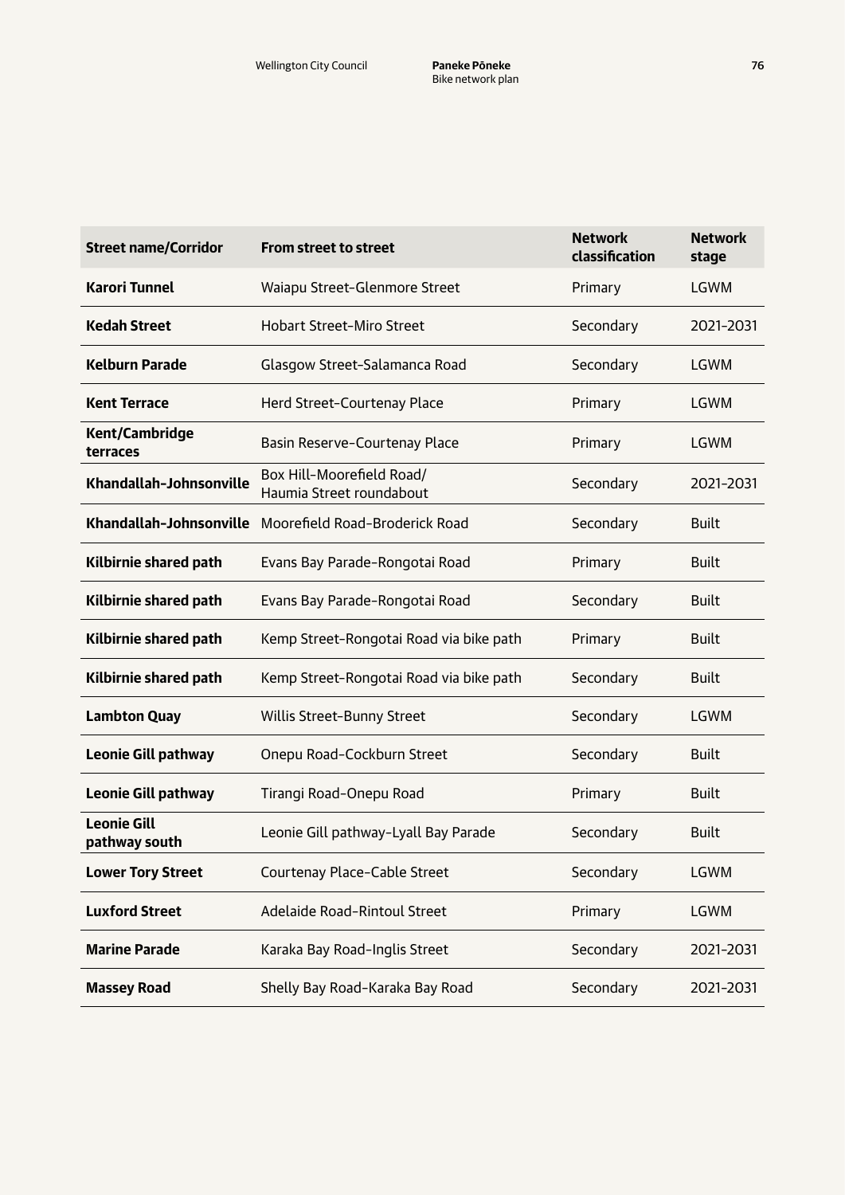| Street name/Corridor | From street to street | Network classification | Network stage |
|---|---|---|---|
| **Karori Tunnel** | Waiapu Street–Glenmore Street | Primary | LGWM |
| **Kedah Street** | Hobart Street–Miro Street | Secondary | 2021–2031 |
| **Kelburn Parade** | Glasgow Street–Salamanca Road | Secondary | LGWM |
| **Kent Terrace** | Herd Street–Courtenay Place | Primary | LGWM |
| **Kent/Cambridge terraces** | Basin Reserve–Courtenay Place | Primary | LGWM |
| **Khandallah-Johnsonville** | Box Hill–Moorefield Road/ Haumia Street roundabout | Secondary | 2021–2031 |
| **Khandallah-Johnsonville** | Moorefield Road–Broderick Road | Secondary | Built |
| **Kilbirnie shared path** | Evans Bay Parade–Rongotai Road | Primary | Built |
| **Kilbirnie shared path** | Evans Bay Parade–Rongotai Road | Secondary | Built |
| **Kilbirnie shared path** | Kemp Street–Rongotai Road via bike path | Primary | Built |
| **Kilbirnie shared path** | Kemp Street–Rongotai Road via bike path | Secondary | Built |
| **Lambton Quay** | Willis Street–Bunny Street | Secondary | LGWM |
| **Leonie Gill pathway** | Onepu Road–Cockburn Street | Secondary | Built |
| **Leonie Gill pathway** | Tirangi Road–Onepu Road | Primary | Built |
| **Leonie Gill pathway south** | Leonie Gill pathway–Lyall Bay Parade | Secondary | Built |
| **Lower Tory Street** | Courtenay Place–Cable Street | Secondary | LGWM |
| **Luxford Street** | Adelaide Road–Rintoul Street | Primary | LGWM |
| **Marine Parade** | Karaka Bay Road–Inglis Street | Secondary | 2021–2031 |
| **Massey Road** | Shelly Bay Road–Karaka Bay Road | Secondary | 2021–2031 |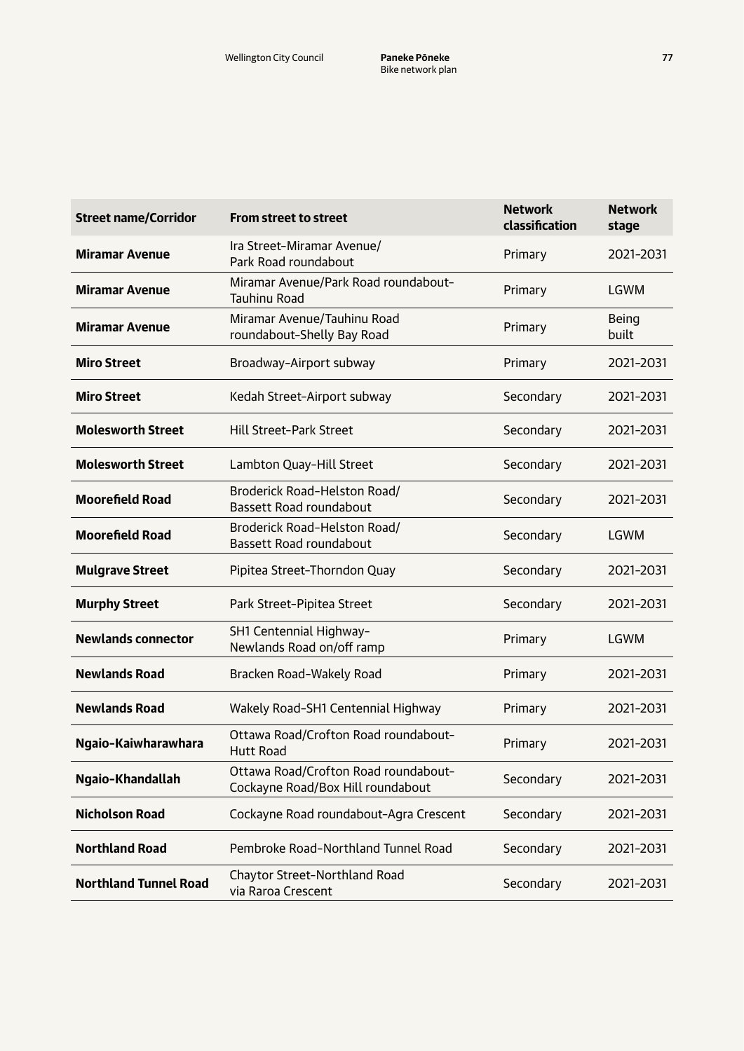| Street name/Corridor | From street to street | Network classification | Network stage |
|---|---|---|---|
| **Miramar Avenue** | Ira Street–Miramar Avenue/ Park Road roundabout | Primary | 2021–2031 |
| **Miramar Avenue** | Miramar Avenue/Park Road roundabout–Tauhinu Road | Primary | LGWM |
| **Miramar Avenue** | Miramar Avenue/Tauhinu Road roundabout–Shelly Bay Road | Primary | Being built |
| **Miro Street** | Broadway–Airport subway | Primary | 2021–2031 |
| **Miro Street** | Kedah Street–Airport subway | Secondary | 2021–2031 |
| **Molesworth Street** | Hill Street–Park Street | Secondary | 2021–2031 |
| **Molesworth Street** | Lambton Quay–Hill Street | Secondary | 2021–2031 |
| **Moorefield Road** | Broderick Road–Helston Road/ Bassett Road roundabout | Secondary | 2021–2031 |
| **Moorefield Road** | Broderick Road–Helston Road/ Bassett Road roundabout | Secondary | LGWM |
| **Mulgrave Street** | Pipitea Street–Thorndon Quay | Secondary | 2021–2031 |
| **Murphy Street** | Park Street–Pipitea Street | Secondary | 2021–2031 |
| **Newlands connector** | SH1 Centennial Highway–Newlands Road on/off ramp | Primary | LGWM |
| **Newlands Road** | Bracken Road–Wakely Road | Primary | 2021–2031 |
| **Newlands Road** | Wakely Road–SH1 Centennial Highway | Primary | 2021–2031 |
| **Ngaio-Kaiwharawhara** | Ottawa Road/Crofton Road roundabout–Hutt Road | Primary | 2021–2031 |
| **Ngaio-Khandallah** | Ottawa Road/Crofton Road roundabout–Cockayne Road/Box Hill roundabout | Secondary | 2021–2031 |
| **Nicholson Road** | Cockayne Road roundabout–Agra Crescent | Secondary | 2021–2031 |
| **Northland Road** | Pembroke Road–Northland Tunnel Road | Secondary | 2021–2031 |
| **Northland Tunnel Road** | Chaytor Street–Northland Road via Raroa Crescent | Secondary | 2021–2031 |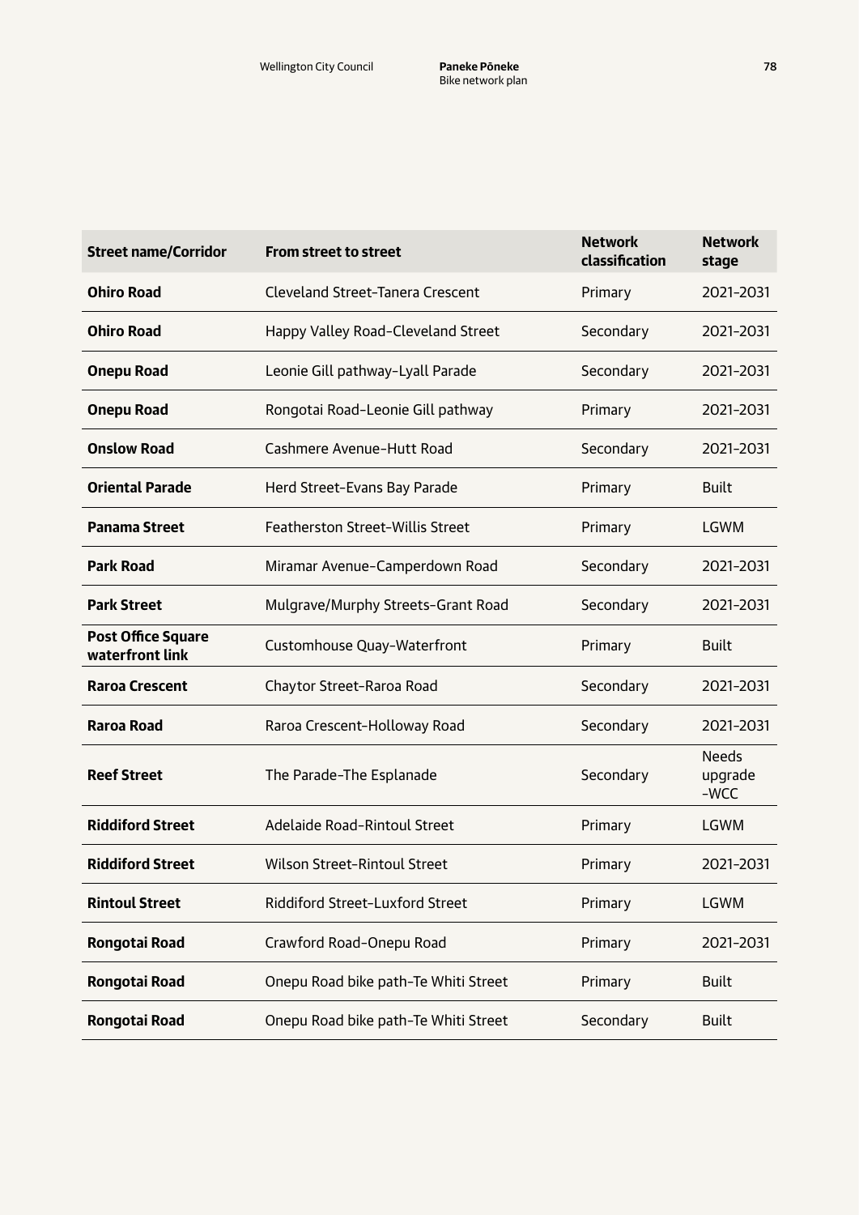| Street name/Corridor | From street to street | Network classification | Network stage |
|---|---|---|---|
| **Ohiro Road** | Cleveland Street–Tanera Crescent | Primary | 2021–2031 |
| **Ohiro Road** | Happy Valley Road–Cleveland Street | Secondary | 2021–2031 |
| **Onepu Road** | Leonie Gill pathway–Lyall Parade | Secondary | 2021–2031 |
| **Onepu Road** | Rongotai Road–Leonie Gill pathway | Primary | 2021–2031 |
| **Onslow Road** | Cashmere Avenue–Hutt Road | Secondary | 2021–2031 |
| **Oriental Parade** | Herd Street–Evans Bay Parade | Primary | Built |
| **Panama Street** | Featherston Street–Willis Street | Primary | LGWM |
| **Park Road** | Miramar Avenue–Camperdown Road | Secondary | 2021–2031 |
| **Park Street** | Mulgrave/Murphy Streets–Grant Road | Secondary | 2021–2031 |
| **Post Office Square waterfront link** | Customhouse Quay–Waterfront | Primary | Built |
| **Raroa Crescent** | Chaytor Street–Raroa Road | Secondary | 2021–2031 |
| **Raroa Road** | Raroa Crescent–Holloway Road | Secondary | 2021–2031 |
| **Reef Street** | The Parade–The Esplanade | Secondary | Needs upgrade -WCC |
| **Riddiford Street** | Adelaide Road–Rintoul Street | Primary | LGWM |
| **Riddiford Street** | Wilson Street–Rintoul Street | Primary | 2021–2031 |
| **Rintoul Street** | Riddiford Street–Luxford Street | Primary | LGWM |
| **Rongotai Road** | Crawford Road–Onepu Road | Primary | 2021–2031 |
| **Rongotai Road** | Onepu Road bike path–Te Whiti Street | Primary | Built |
| **Rongotai Road** | Onepu Road bike path–Te Whiti Street | Secondary | Built |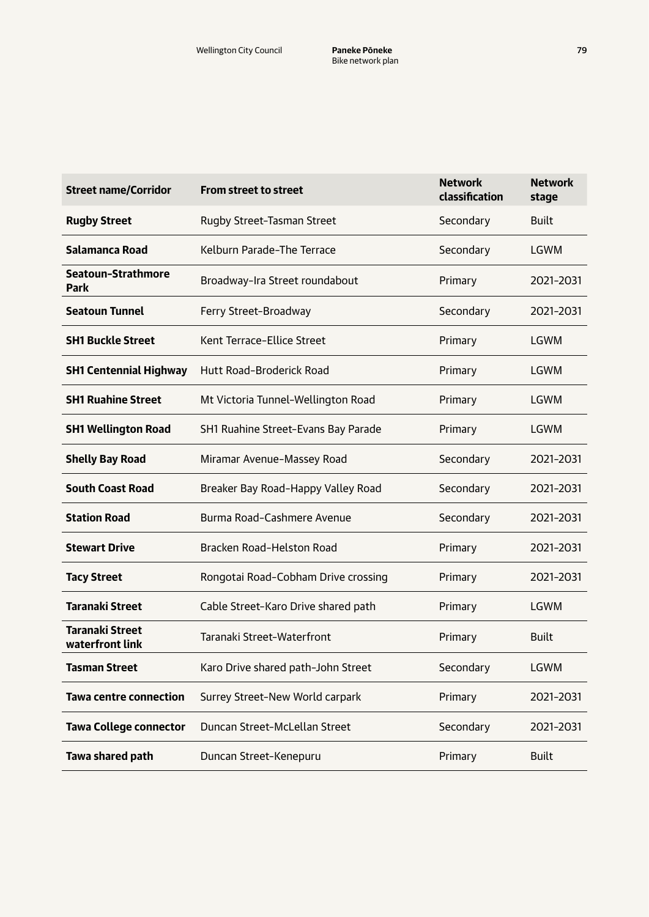| Street name/Corridor | From street to street | Network classification | Network stage |
| --- | --- | --- | --- |
| **Rugby Street** | Rugby Street-Tasman Street | Secondary | Built |
| **Salamanca Road** | Kelburn Parade-The Terrace | Secondary | LGWM |
| **Seatoun-Strathmore Park** | Broadway-Ira Street roundabout | Primary | 2021-2031 |
| **Seatoun Tunnel** | Ferry Street-Broadway | Secondary | 2021-2031 |
| **SH1 Buckle Street** | Kent Terrace-Ellice Street | Primary | LGWM |
| **SH1 Centennial Highway** | Hutt Road-Broderick Road | Primary | LGWM |
| **SH1 Ruahine Street** | Mt Victoria Tunnel-Wellington Road | Primary | LGWM |
| **SH1 Wellington Road** | SH1 Ruahine Street-Evans Bay Parade | Primary | LGWM |
| **Shelly Bay Road** | Miramar Avenue-Massey Road | Secondary | 2021-2031 |
| **South Coast Road** | Breaker Bay Road-Happy Valley Road | Secondary | 2021-2031 |
| **Station Road** | Burma Road-Cashmere Avenue | Secondary | 2021-2031 |
| **Stewart Drive** | Bracken Road-Helston Road | Primary | 2021-2031 |
| **Tacy Street** | Rongotai Road-Cobham Drive crossing | Primary | 2021-2031 |
| **Taranaki Street** | Cable Street-Karo Drive shared path | Primary | LGWM |
| **Taranaki Street waterfront link** | Taranaki Street-Waterfront | Primary | Built |
| **Tasman Street** | Karo Drive shared path-John Street | Secondary | LGWM |
| **Tawa centre connection** | Surrey Street-New World carpark | Primary | 2021-2031 |
| **Tawa College connector** | Duncan Street-McLellan Street | Secondary | 2021-2031 |
| **Tawa shared path** | Duncan Street-Kenepuru | Primary | Built |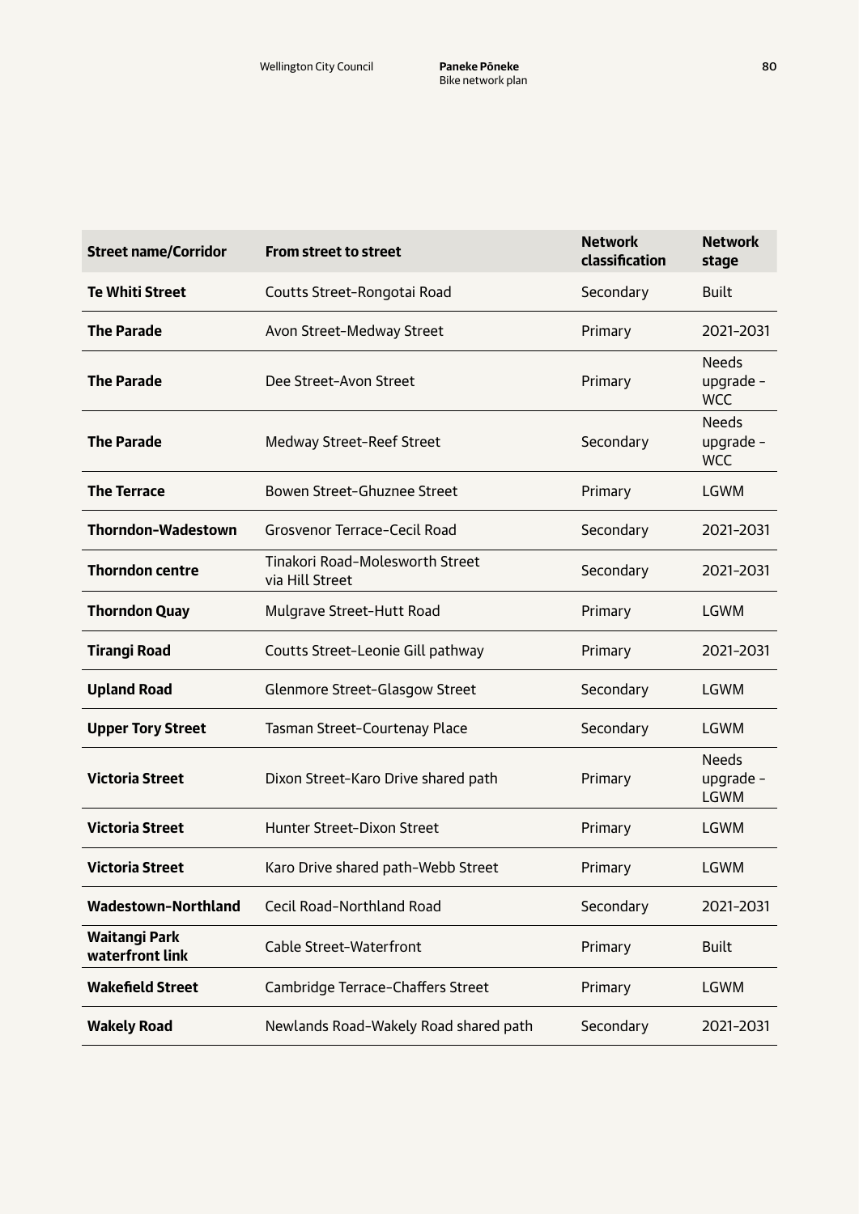| Street name/Corridor | From street to street | Network classification | Network stage |
|---|---|---|---|
| **Te Whiti Street** | Coutts Street–Rongotai Road | Secondary | Built |
| **The Parade** | Avon Street–Medway Street | Primary | 2021–2031 |
| **The Parade** | Dee Street–Avon Street | Primary | Needs upgrade - WCC |
| **The Parade** | Medway Street–Reef Street | Secondary | Needs upgrade - WCC |
| **The Terrace** | Bowen Street–Ghuznee Street | Primary | LGWM |
| **Thorndon-Wadestown** | Grosvenor Terrace–Cecil Road | Secondary | 2021–2031 |
| **Thorndon centre** | Tinakori Road–Molesworth Street via Hill Street | Secondary | 2021–2031 |
| **Thorndon Quay** | Mulgrave Street–Hutt Road | Primary | LGWM |
| **Tirangi Road** | Coutts Street–Leonie Gill pathway | Primary | 2021–2031 |
| **Upland Road** | Glenmore Street–Glasgow Street | Secondary | LGWM |
| **Upper Tory Street** | Tasman Street–Courtenay Place | Secondary | LGWM |
| **Victoria Street** | Dixon Street–Karo Drive shared path | Primary | Needs upgrade - LGWM |
| **Victoria Street** | Hunter Street–Dixon Street | Primary | LGWM |
| **Victoria Street** | Karo Drive shared path–Webb Street | Primary | LGWM |
| **Wadestown-Northland** | Cecil Road–Northland Road | Secondary | 2021–2031 |
| **Waitangi Park waterfront link** | Cable Street–Waterfront | Primary | Built |
| **Wakefield Street** | Cambridge Terrace–Chaffers Street | Primary | LGWM |
| **Wakely Road** | Newlands Road–Wakely Road shared path | Secondary | 2021–2031 |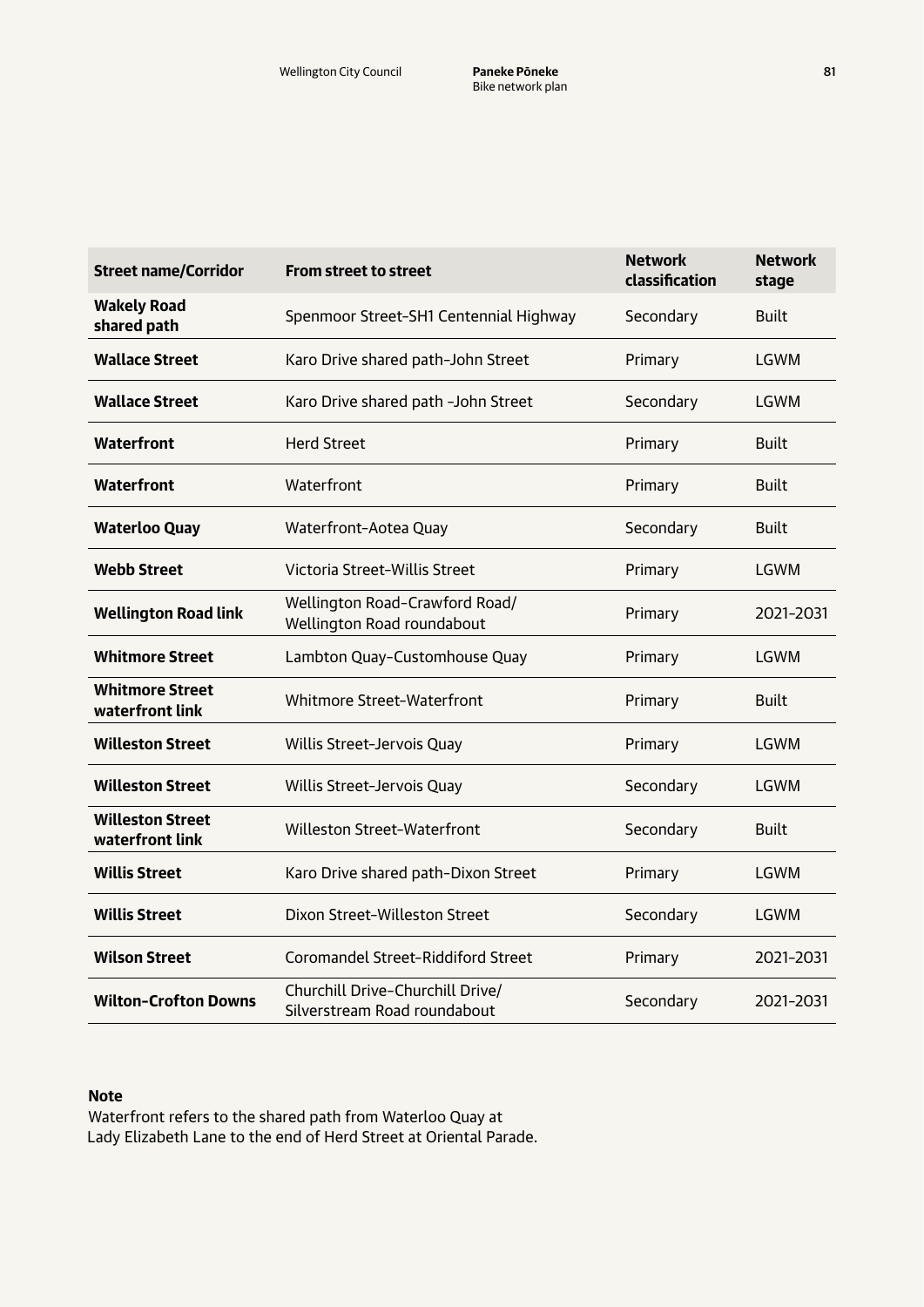| Street name/Corridor | From street to street | Network classification | Network stage |
|---|---|---|---|
| **Wakely Road shared path** | Spenmoor Street–SH1 Centennial Highway | Secondary | Built |
| **Wallace Street** | Karo Drive shared path–John Street | Primary | LGWM |
| **Wallace Street** | Karo Drive shared path –John Street | Secondary | LGWM |
| **Waterfront** | Herd Street | Primary | Built |
| **Waterfront** | Waterfront | Primary | Built |
| **Waterloo Quay** | Waterfront–Aotea Quay | Secondary | Built |
| **Webb Street** | Victoria Street–Willis Street | Primary | LGWM |
| **Wellington Road link** | Wellington Road–Crawford Road/ Wellington Road roundabout | Primary | 2021–2031 |
| **Whitmore Street** | Lambton Quay–Customhouse Quay | Primary | LGWM |
| **Whitmore Street waterfront link** | Whitmore Street–Waterfront | Primary | Built |
| **Willeston Street** | Willis Street–Jervois Quay | Primary | LGWM |
| **Willeston Street** | Willis Street–Jervois Quay | Secondary | LGWM |
| **Willeston Street waterfront link** | Willeston Street–Waterfront | Secondary | Built |
| **Willis Street** | Karo Drive shared path–Dixon Street | Primary | LGWM |
| **Willis Street** | Dixon Street–Willeston Street | Secondary | LGWM |
| **Wilson Street** | Coromandel Street–Riddiford Street | Primary | 2021–2031 |
| **Wilton–Crofton Downs** | Churchill Drive–Churchill Drive/ Silverstream Road roundabout | Secondary | 2021–2031 |

**Note**

Waterfront refers to the shared path from Waterloo Quay at Lady Elizabeth Lane to the end of Herd Street at Oriental Parade.